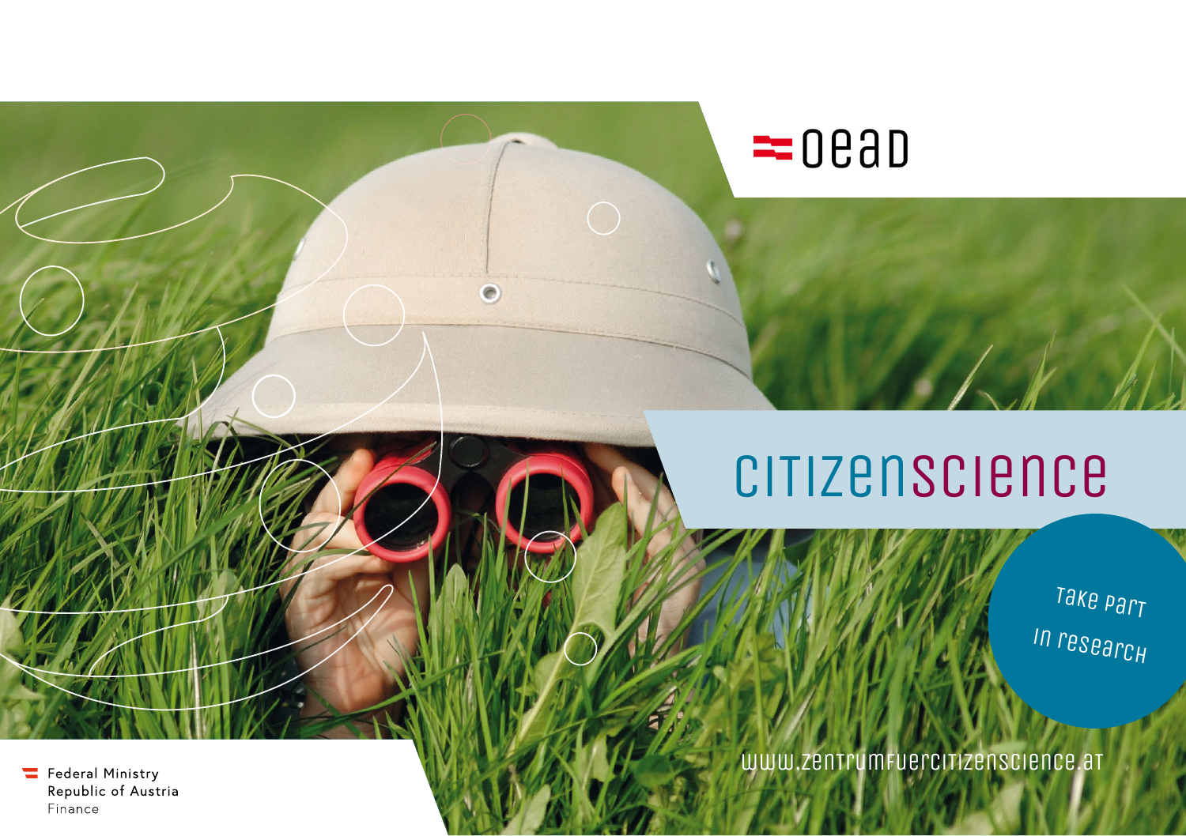OeAD

# citizenscience

Take part in research

www.zentrumfuercitizenscience.at

Federal Ministry
Republic of Austria
Finance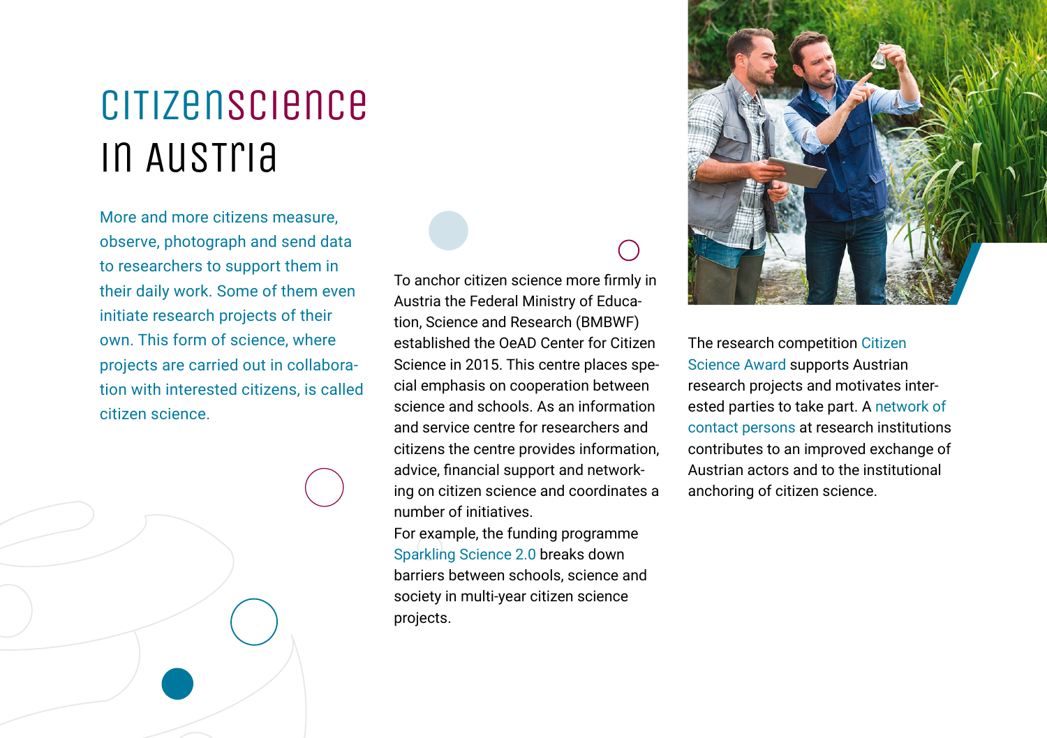# citizenscience in Austria

More and more citizens measure, observe, photograph and send data to researchers to support them in their daily work. Some of them even initiate research projects of their own. This form of science, where projects are carried out in collaboration with interested citizens, is called citizen science.

To anchor citizen science more firmly in Austria the Federal Ministry of Education, Science and Research (BMBWF) established the OeAD Center for Citizen Science in 2015. This centre places special emphasis on cooperation between science and schools. As an information and service centre for researchers and citizens the centre provides information, advice, financial support and networking on citizen science and coordinates a number of initiatives.
For example, the funding programme Sparkling Science 2.0 breaks down barriers between schools, science and society in multi-year citizen science projects.

The research competition Citizen Science Award supports Austrian research projects and motivates interested parties to take part. A network of contact persons at research institutions contributes to an improved exchange of Austrian actors and to the institutional anchoring of citizen science.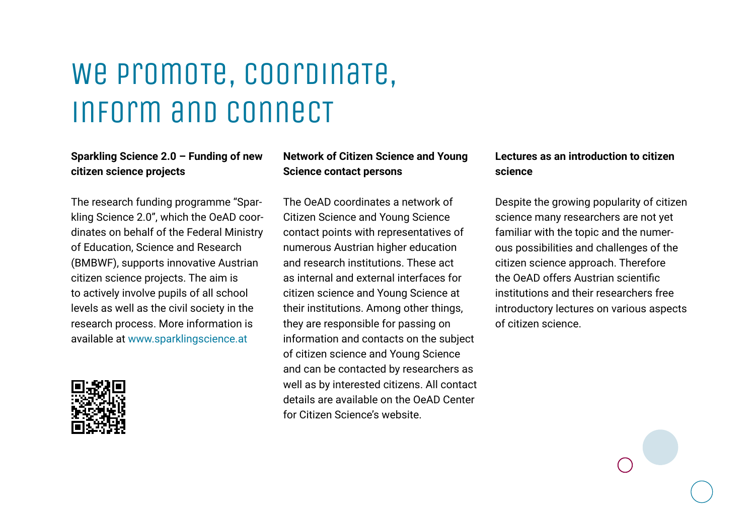# We promote, coordinate, inform and connect

### Sparkling Science 2.0 – Funding of new citizen science projects

The research funding programme "Sparkling Science 2.0", which the OeAD coordinates on behalf of the Federal Ministry of Education, Science and Research (BMBWF), supports innovative Austrian citizen science projects. The aim is to actively involve pupils of all school levels as well as the civil society in the research process. More information is available at www.sparklingscience.at

### Network of Citizen Science and Young Science contact persons

The OeAD coordinates a network of Citizen Science and Young Science contact points with representatives of numerous Austrian higher education and research institutions. These act as internal and external interfaces for citizen science and Young Science at their institutions. Among other things, they are responsible for passing on information and contacts on the subject of citizen science and Young Science and can be contacted by researchers as well as by interested citizens. All contact details are available on the OeAD Center for Citizen Science's website.

### Lectures as an introduction to citizen science

Despite the growing popularity of citizen science many researchers are not yet familiar with the topic and the numerous possibilities and challenges of the citizen science approach. Therefore the OeAD offers Austrian scientific institutions and their researchers free introductory lectures on various aspects of citizen science.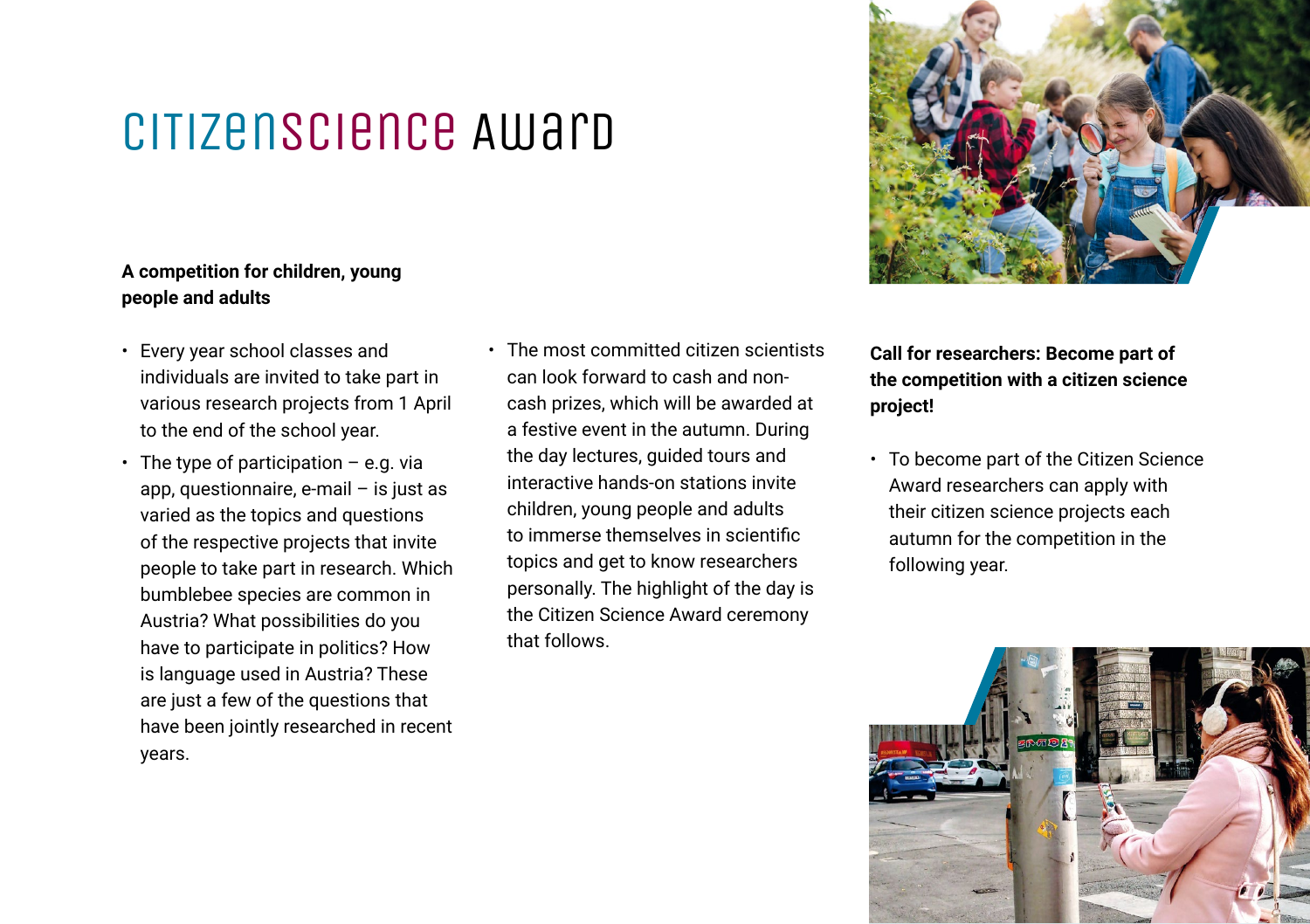# citizenscience Award

**A competition for children, young people and adults**

- Every year school classes and individuals are invited to take part in various research projects from 1 April to the end of the school year.
- The type of participation – e.g. via app, questionnaire, e-mail – is just as varied as the topics and questions of the respective projects that invite people to take part in research. Which bumblebee species are common in Austria? What possibilities do you have to participate in politics? How is language used in Austria? These are just a few of the questions that have been jointly researched in recent years.
- The most committed citizen scientists can look forward to cash and non-cash prizes, which will be awarded at a festive event in the autumn. During the day lectures, guided tours and interactive hands-on stations invite children, young people and adults to immerse themselves in scientific topics and get to know researchers personally. The highlight of the day is the Citizen Science Award ceremony that follows.

**Call for researchers: Become part of the competition with a citizen science project!**

- To become part of the Citizen Science Award researchers can apply with their citizen science projects each autumn for the competition in the following year.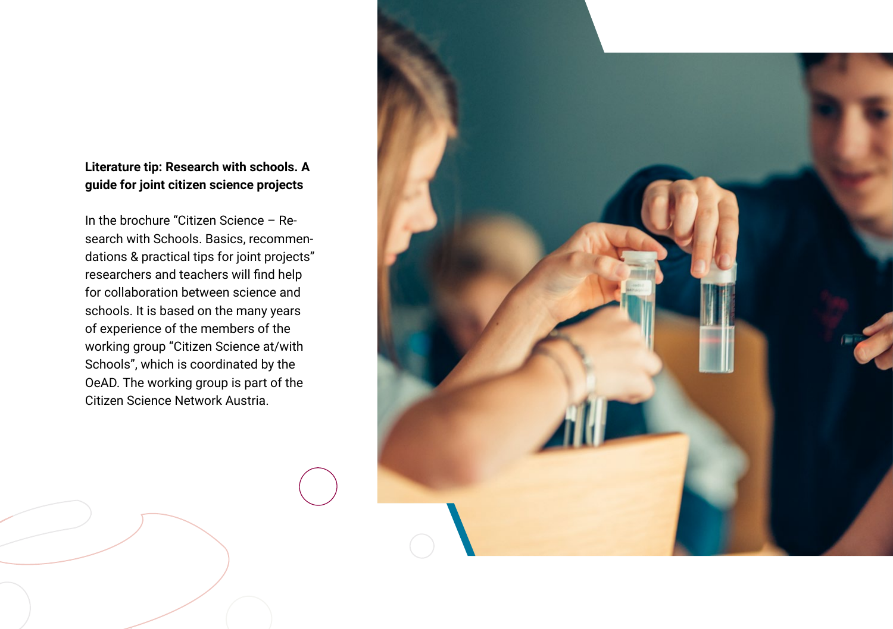**Literature tip: Research with schools. A guide for joint citizen science projects**

In the brochure "Citizen Science – Research with Schools. Basics, recommendations & practical tips for joint projects" researchers and teachers will find help for collaboration between science and schools. It is based on the many years of experience of the members of the working group "Citizen Science at/with Schools", which is coordinated by the OeAD. The working group is part of the Citizen Science Network Austria.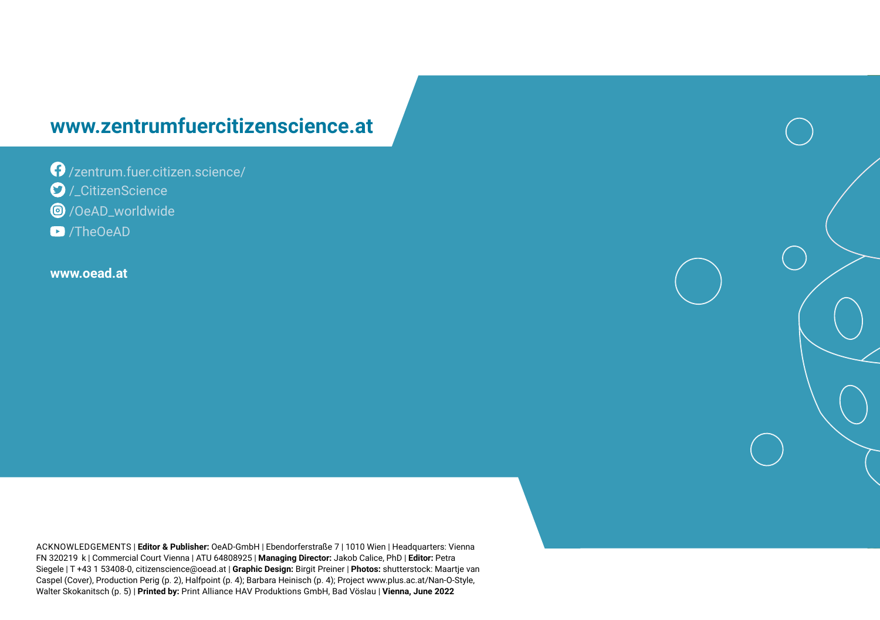## www.zentrumfuercitizenscience.at

/zentrum.fuer.citizen.science/
/_CitizenScience
/OeAD_worldwide
/TheOeAD

**www.oead.at**

ACKNOWLEDGEMENTS | **Editor & Publisher:** OeAD-GmbH | Ebendorferstraße 7 | 1010 Wien | Headquarters: Vienna FN 320219 k | Commercial Court Vienna | ATU 64808925 | **Managing Director:** Jakob Calice, PhD | **Editor:** Petra Siegele | T +43 1 53408-0, citizenscience@oead.at | **Graphic Design:** Birgit Preiner | **Photos:** shutterstock: Maartje van Caspel (Cover), Production Perig (p. 2), Halfpoint (p. 4); Barbara Heinisch (p. 4); Project www.plus.ac.at/Nan-O-Style, Walter Skokanitsch (p. 5) | **Printed by:** Print Alliance HAV Produktions GmbH, Bad Vöslau | **Vienna, June 2022**